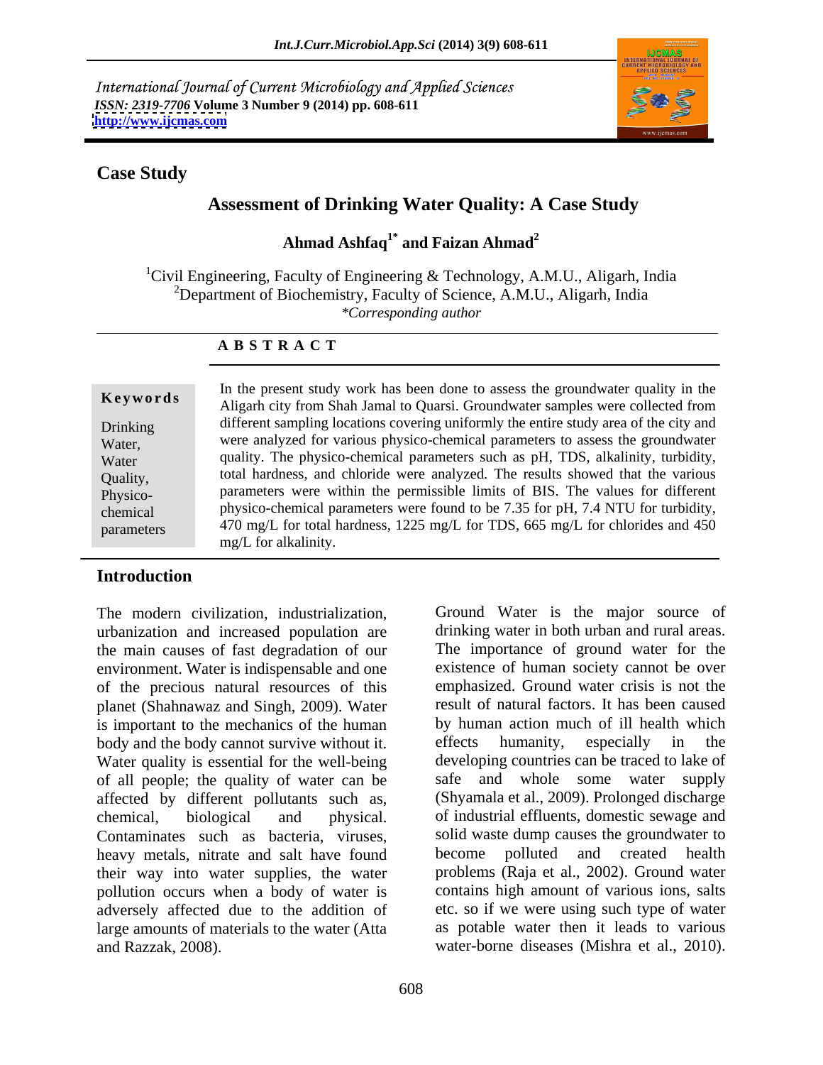International Journal of Current Microbiology and Applied Sciences
*ISSN: 2319-7706* **Volume 3 Number 9 (2014) pp. 608-611**
**http://www.ijcmas.com**

## Case Study

# Assessment of Drinking Water Quality: A Case Study

**Ahmad Ashfaq[1*] and Faizan Ahmad[2]**

[1]Civil Engineering, Faculty of Engineering & Technology, A.M.U., Aligarh, India
[2]Department of Biochemistry, Faculty of Science, A.M.U., Aligarh, India
*\*Corresponding author*

### A B S T R A C T

**Keywords**

Drinking Water, Water Quality, Physico-chemical parameters

In the present study work has been done to assess the groundwater quality in the Aligarh city from Shah Jamal to Quarsi. Groundwater samples were collected from different sampling locations covering uniformly the entire study area of the city and were analyzed for various physico-chemical parameters to assess the groundwater quality. The physico-chemical parameters such as pH, TDS, alkalinity, turbidity, total hardness, and chloride were analyzed. The results showed that the various parameters were within the permissible limits of BIS. The values for different physico-chemical parameters were found to be 7.35 for pH, 7.4 NTU for turbidity, 470 mg/L for total hardness, 1225 mg/L for TDS, 665 mg/L for chlorides and 450 mg/L for alkalinity.

## Introduction

The modern civilization, industrialization, urbanization and increased population are the main causes of fast degradation of our environment. Water is indispensable and one of the precious natural resources of this planet (Shahnawaz and Singh, 2009). Water is important to the mechanics of the human body and the body cannot survive without it. Water quality is essential for the well-being of all people; the quality of water can be affected by different pollutants such as, chemical, biological and physical. Contaminates such as bacteria, viruses, heavy metals, nitrate and salt have found their way into water supplies, the water pollution occurs when a body of water is adversely affected due to the addition of large amounts of materials to the water (Atta and Razzak, 2008).

Ground Water is the major source of drinking water in both urban and rural areas. The importance of ground water for the existence of human society cannot be over emphasized. Ground water crisis is not the result of natural factors. It has been caused by human action much of ill health which effects humanity, especially in the developing countries can be traced to lake of safe and whole some water supply (Shyamala et al., 2009). Prolonged discharge of industrial effluents, domestic sewage and solid waste dump causes the groundwater to become polluted and created health problems (Raja et al., 2002). Ground water contains high amount of various ions, salts etc. so if we were using such type of water as potable water then it leads to various water-borne diseases (Mishra et al., 2010).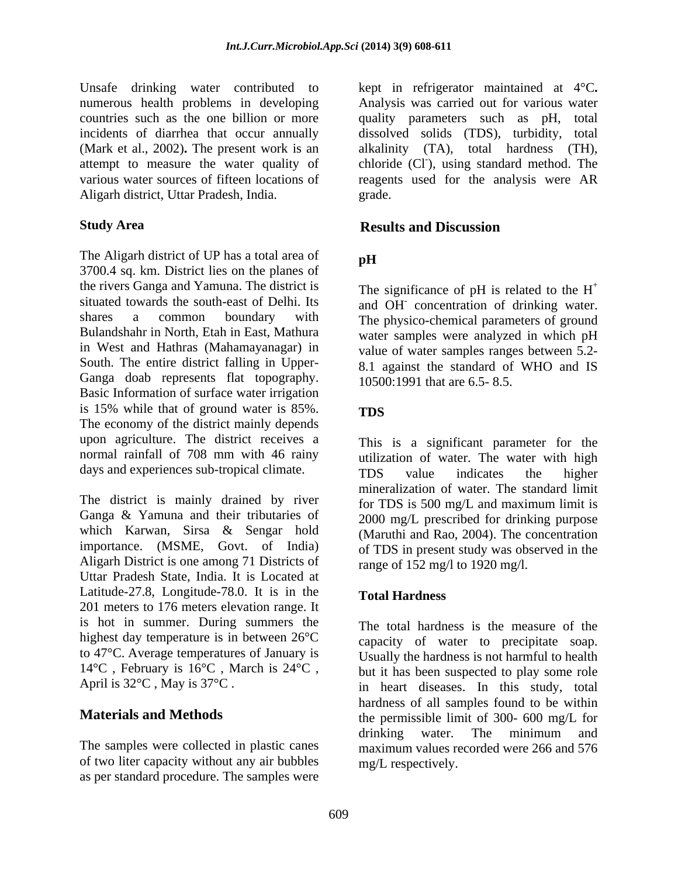Unsafe drinking water contributed to numerous health problems in developing countries such as the one billion or more incidents of diarrhea that occur annually (Mark et al., 2002). The present work is an attempt to measure the water quality of various water sources of fifteen locations of Aligarh district, Uttar Pradesh, India.

### Study Area

The Aligarh district of UP has a total area of 3700.4 sq. km. District lies on the planes of the rivers Ganga and Yamuna. The district is situated towards the south-east of Delhi. Its shares a common boundary with Bulandshahr in North, Etah in East, Mathura in West and Hathras (Mahamayanagar) in South. The entire district falling in Upper-Ganga doab represents flat topography. Basic Information of surface water irrigation is 15% while that of ground water is 85%. The economy of the district mainly depends upon agriculture. The district receives a normal rainfall of 708 mm with 46 rainy days and experiences sub-tropical climate.

The district is mainly drained by river Ganga & Yamuna and their tributaries of which Karwan, Sirsa & Sengar hold importance. (MSME, Govt. of India) Aligarh District is one among 71 Districts of Uttar Pradesh State, India. It is Located at Latitude-27.8, Longitude-78.0. It is in the 201 meters to 176 meters elevation range. It is hot in summer. During summers the highest day temperature is in between 26°C to 47°C. Average temperatures of January is 14°C , February is 16°C , March is 24°C , April is 32°C , May is 37°C .

## Materials and Methods

The samples were collected in plastic canes of two liter capacity without any air bubbles as per standard procedure. The samples were kept in refrigerator maintained at 4°C**.** Analysis was carried out for various water quality parameters such as pH, total dissolved solids (TDS), turbidity, total alkalinity (TA), total hardness (TH), chloride ($Cl^-$), using standard method. The reagents used for the analysis were AR grade.

## Results and Discussion

### pH

The significance of pH is related to the $H^+$ and $OH^-$ concentration of drinking water. The physico-chemical parameters of ground water samples were analyzed in which pH value of water samples ranges between 5.2-8.1 against the standard of WHO and IS 10500:1991 that are 6.5- 8.5.

### TDS

This is a significant parameter for the utilization of water. The water with high TDS value indicates the higher mineralization of water. The standard limit for TDS is 500 mg/L and maximum limit is 2000 mg/L prescribed for drinking purpose (Maruthi and Rao, 2004). The concentration of TDS in present study was observed in the range of 152 mg/l to 1920 mg/l.

### Total Hardness

The total hardness is the measure of the capacity of water to precipitate soap. Usually the hardness is not harmful to health but it has been suspected to play some role in heart diseases. In this study, total hardness of all samples found to be within the permissible limit of 300- 600 mg/L for drinking water. The minimum and maximum values recorded were 266 and 576 mg/L respectively.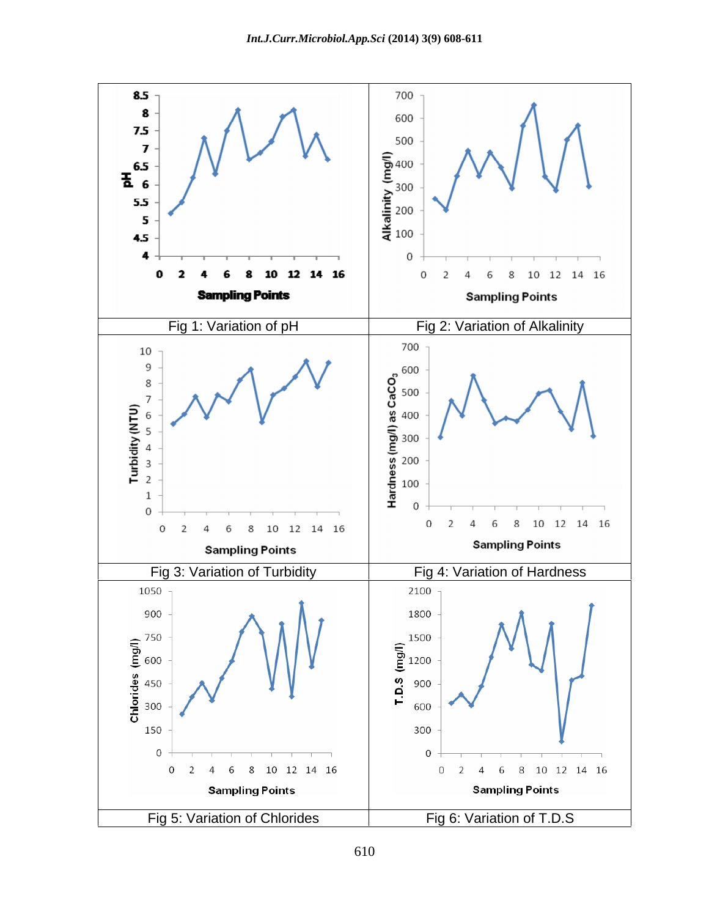Fig 1: Variation of pH

Fig 2: Variation of Alkalinity

Fig 3: Variation of Turbidity

Fig 4: Variation of Hardness

Fig 5: Variation of Chlorides

Fig 6: Variation of T.D.S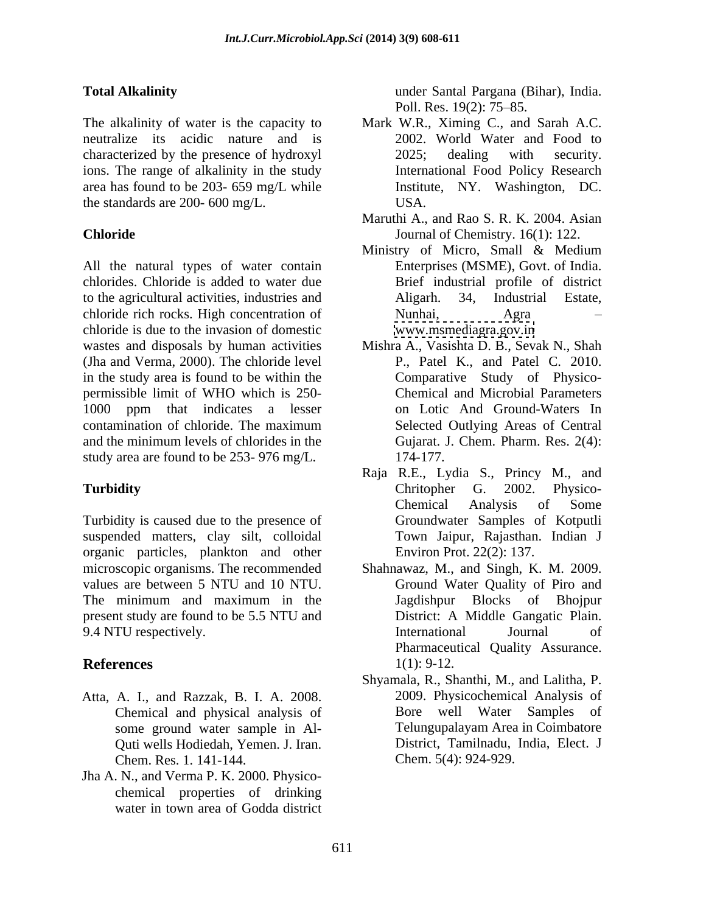### Total Alkalinity

The alkalinity of water is the capacity to neutralize its acidic nature and is characterized by the presence of hydroxyl ions. The range of alkalinity in the study area has found to be 203- 659 mg/L while the standards are 200- 600 mg/L.

### Chloride

All the natural types of water contain chlorides. Chloride is added to water due to the agricultural activities, industries and chloride rich rocks. High concentration of chloride is due to the invasion of domestic wastes and disposals by human activities (Jha and Verma, 2000). The chloride level in the study area is found to be within the permissible limit of WHO which is 250-1000 ppm that indicates a lesser contamination of chloride. The maximum and the minimum levels of chlorides in the study area are found to be 253- 976 mg/L.

### Turbidity

Turbidity is caused due to the presence of suspended matters, clay silt, colloidal organic particles, plankton and other microscopic organisms. The recommended values are between 5 NTU and 10 NTU. The minimum and maximum in the present study are found to be 5.5 NTU and 9.4 NTU respectively.

### References

Atta, A. I., and Razzak, B. I. A. 2008. Chemical and physical analysis of some ground water sample in Al-Quti wells Hodiedah, Yemen. J. Iran. Chem. Res. 1. 141-144.

Jha A. N., and Verma P. K. 2000. Physico-chemical properties of drinking water in town area of Godda district under Santal Pargana (Bihar), India. Poll. Res. 19(2): 75–85.

Mark W.R., Ximing C., and Sarah A.C. 2002. World Water and Food to 2025; dealing with security. International Food Policy Research Institute, NY. Washington, DC. USA.

Maruthi A., and Rao S. R. K. 2004. Asian Journal of Chemistry. 16(1): 122.

Ministry of Micro, Small & Medium Enterprises (MSME), Govt. of India. Brief industrial profile of district Aligarh. 34, Industrial Estate, Nunhai, Agra – www.msmediagra.gov.in

Mishra A., Vasishta D. B., Sevak N., Shah P., Patel K., and Patel C. 2010. Comparative Study of Physico-Chemical and Microbial Parameters on Lotic And Ground-Waters In Selected Outlying Areas of Central Gujarat. J. Chem. Pharm. Res. 2(4): 174-177.

Raja R.E., Lydia S., Princy M., and Chritopher G. 2002. Physico-Chemical Analysis of Some Groundwater Samples of Kotputli Town Jaipur, Rajasthan. Indian J Environ Prot. 22(2): 137.

Shahnawaz, M., and Singh, K. M. 2009. Ground Water Quality of Piro and Jagdishpur Blocks of Bhojpur District: A Middle Gangatic Plain. International Journal of Pharmaceutical Quality Assurance. 1(1): 9-12.

Shyamala, R., Shanthi, M., and Lalitha, P. 2009. Physicochemical Analysis of Bore well Water Samples of Telungupalayam Area in Coimbatore District, Tamilnadu, India, Elect. J Chem. 5(4): 924-929.